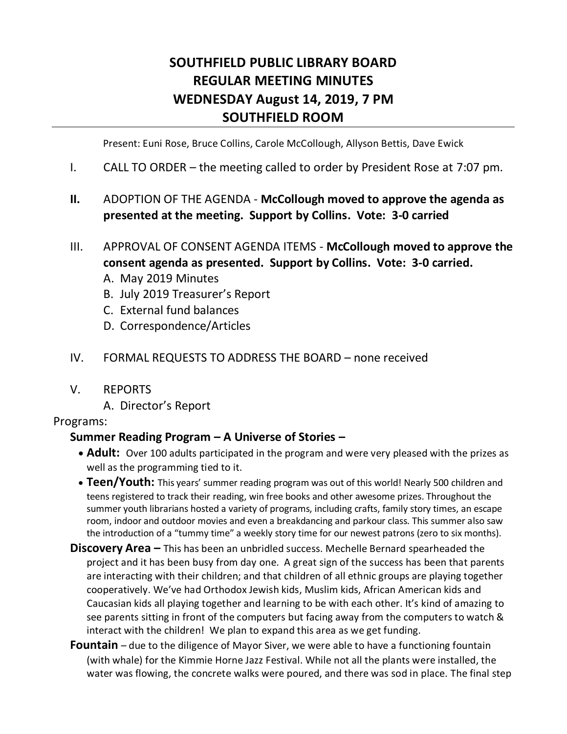# SOUTHFIELD PUBLIC LIBRARY BOARD
# REGULAR MEETING MINUTES
# WEDNESDAY August 14, 2019, 7 PM
# SOUTHFIELD ROOM

Present: Euni Rose, Bruce Collins, Carole McCollough, Allyson Bettis, Dave Ewick

I. CALL TO ORDER – the meeting called to order by President Rose at 7:07 pm.

**II.** ADOPTION OF THE AGENDA - **McCollough moved to approve the agenda as presented at the meeting. Support by Collins. Vote: 3-0 carried**

III. APPROVAL OF CONSENT AGENDA ITEMS - **McCollough moved to approve the consent agenda as presented. Support by Collins. Vote: 3-0 carried.**

A. May 2019 Minutes
B. July 2019 Treasurer's Report
C. External fund balances
D. Correspondence/Articles

IV. FORMAL REQUESTS TO ADDRESS THE BOARD – none received

V. REPORTS

A. Director's Report

Programs:

**Summer Reading Program – A Universe of Stories –**

- **Adult:** Over 100 adults participated in the program and were very pleased with the prizes as well as the programming tied to it.
- **Teen/Youth:** This years' summer reading program was out of this world! Nearly 500 children and teens registered to track their reading, win free books and other awesome prizes. Throughout the summer youth librarians hosted a variety of programs, including crafts, family story times, an escape room, indoor and outdoor movies and even a breakdancing and parkour class. This summer also saw the introduction of a "tummy time" a weekly story time for our newest patrons (zero to six months).

**Discovery Area –** This has been an unbridled success. Mechelle Bernard spearheaded the project and it has been busy from day one. A great sign of the success has been that parents are interacting with their children; and that children of all ethnic groups are playing together cooperatively. We've had Orthodox Jewish kids, Muslim kids, African American kids and Caucasian kids all playing together and learning to be with each other. It's kind of amazing to see parents sitting in front of the computers but facing away from the computers to watch & interact with the children! We plan to expand this area as we get funding.

**Fountain** – due to the diligence of Mayor Siver, we were able to have a functioning fountain (with whale) for the Kimmie Horne Jazz Festival. While not all the plants were installed, the water was flowing, the concrete walks were poured, and there was sod in place. The final step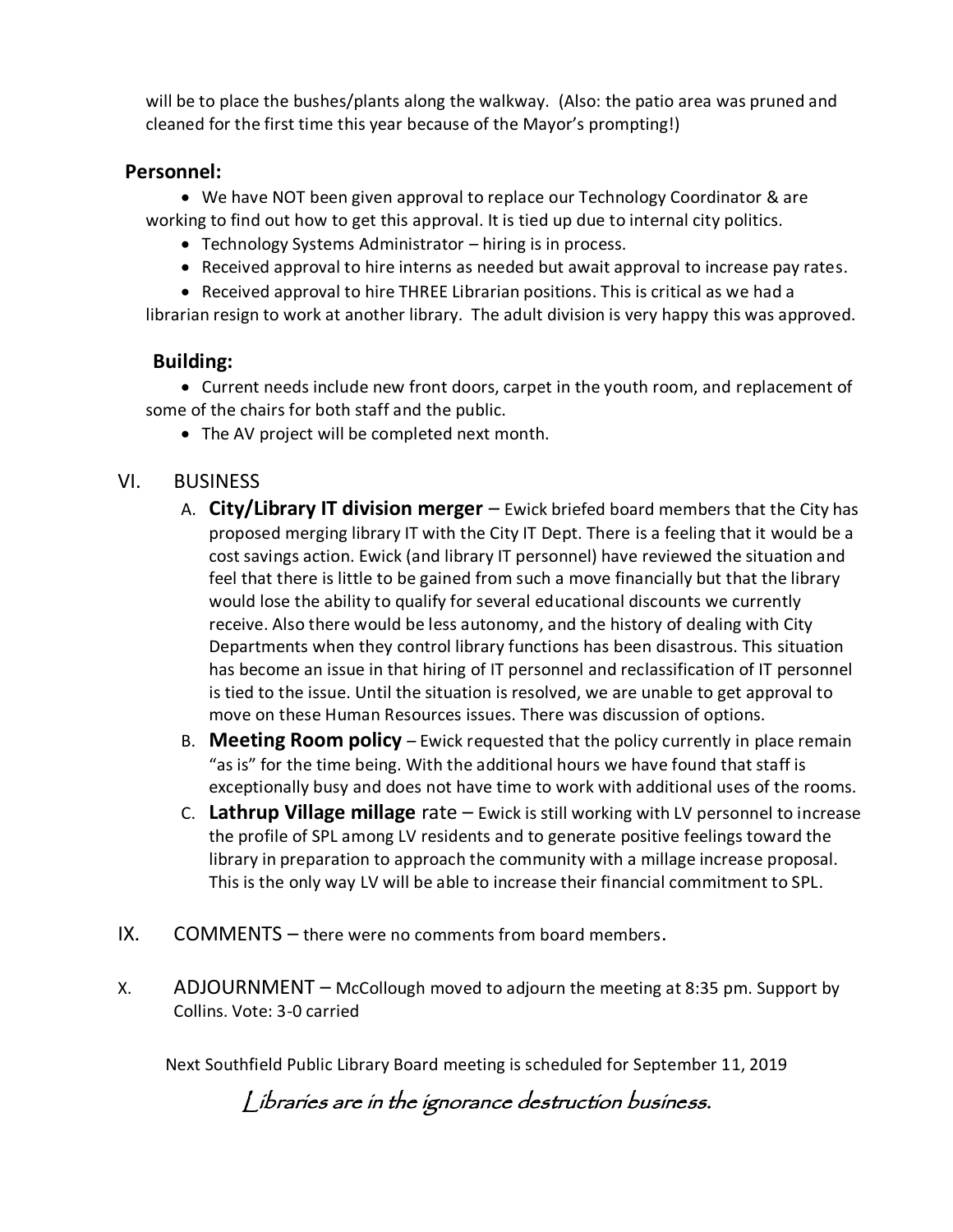will be to place the bushes/plants along the walkway. (Also: the patio area was pruned and cleaned for the first time this year because of the Mayor's prompting!)

**Personnel:**

- We have NOT been given approval to replace our Technology Coordinator & are working to find out how to get this approval. It is tied up due to internal city politics.
- Technology Systems Administrator – hiring is in process.
- Received approval to hire interns as needed but await approval to increase pay rates.
- Received approval to hire THREE Librarian positions. This is critical as we had a librarian resign to work at another library. The adult division is very happy this was approved.

**Building:**

- Current needs include new front doors, carpet in the youth room, and replacement of some of the chairs for both staff and the public.
- The AV project will be completed next month.

VI. BUSINESS

A. **City/Library IT division merger** – Ewick briefed board members that the City has proposed merging library IT with the City IT Dept. There is a feeling that it would be a cost savings action. Ewick (and library IT personnel) have reviewed the situation and feel that there is little to be gained from such a move financially but that the library would lose the ability to qualify for several educational discounts we currently receive. Also there would be less autonomy, and the history of dealing with City Departments when they control library functions has been disastrous. This situation has become an issue in that hiring of IT personnel and reclassification of IT personnel is tied to the issue. Until the situation is resolved, we are unable to get approval to move on these Human Resources issues. There was discussion of options.

B. **Meeting Room policy** – Ewick requested that the policy currently in place remain "as is" for the time being. With the additional hours we have found that staff is exceptionally busy and does not have time to work with additional uses of the rooms.

C. **Lathrup Village millage** rate – Ewick is still working with LV personnel to increase the profile of SPL among LV residents and to generate positive feelings toward the library in preparation to approach the community with a millage increase proposal. This is the only way LV will be able to increase their financial commitment to SPL.

IX. COMMENTS – there were no comments from board members.

X. ADJOURNMENT – McCollough moved to adjourn the meeting at 8:35 pm. Support by Collins. Vote: 3-0 carried

Next Southfield Public Library Board meeting is scheduled for September 11, 2019

*Libraries are in the ignorance destruction business.*